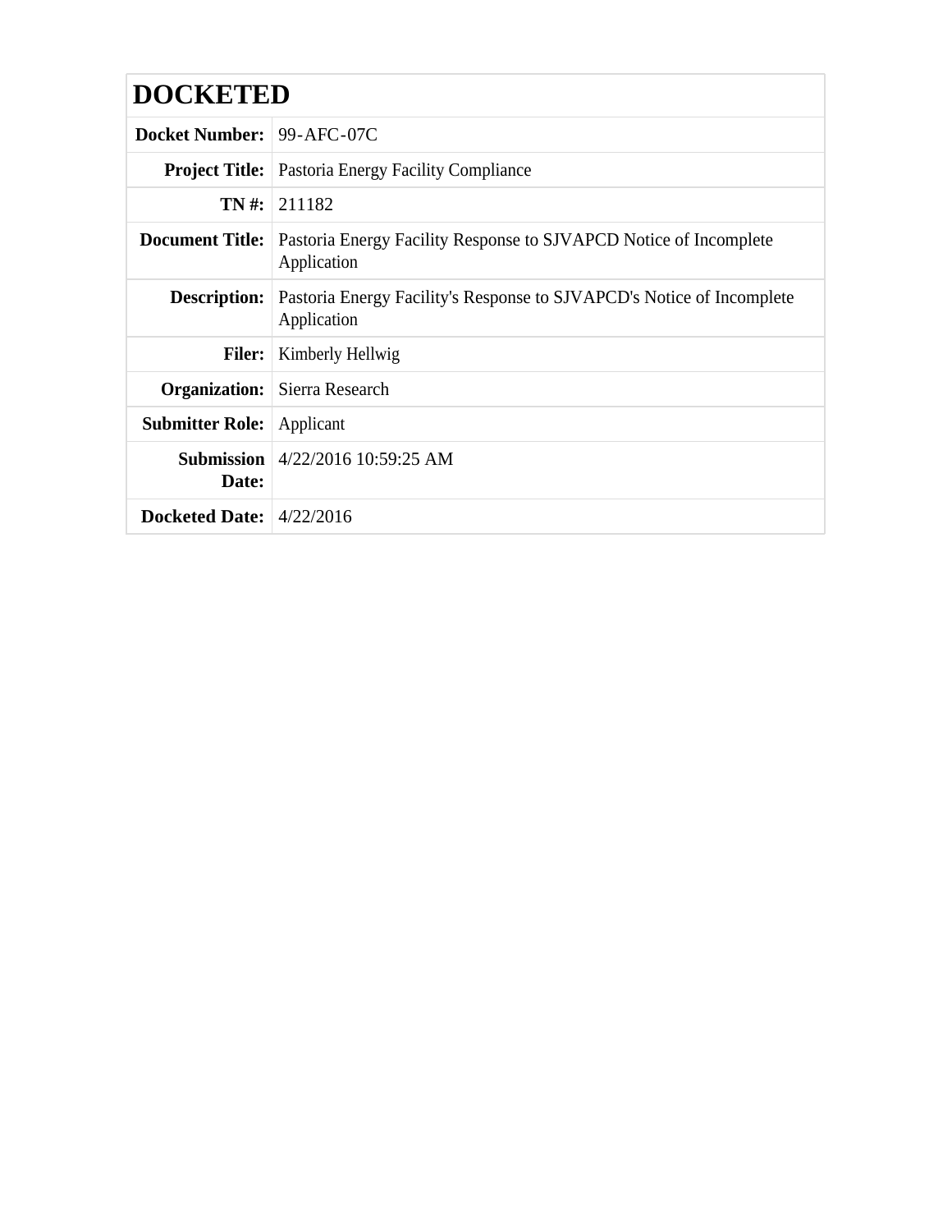# DOCKETED

| | |
|---|---|
| **Docket Number:** | 99-AFC-07C |
| **Project Title:** | Pastoria Energy Facility Compliance |
| **TN #:** | 211182 |
| **Document Title:** | Pastoria Energy Facility Response to SJVAPCD Notice of Incomplete Application |
| **Description:** | Pastoria Energy Facility's Response to SJVAPCD's Notice of Incomplete Application |
| **Filer:** | Kimberly Hellwig |
| **Organization:** | Sierra Research |
| **Submitter Role:** | Applicant |
| **Submission Date:** | 4/22/2016 10:59:25 AM |
| **Docketed Date:** | 4/22/2016 |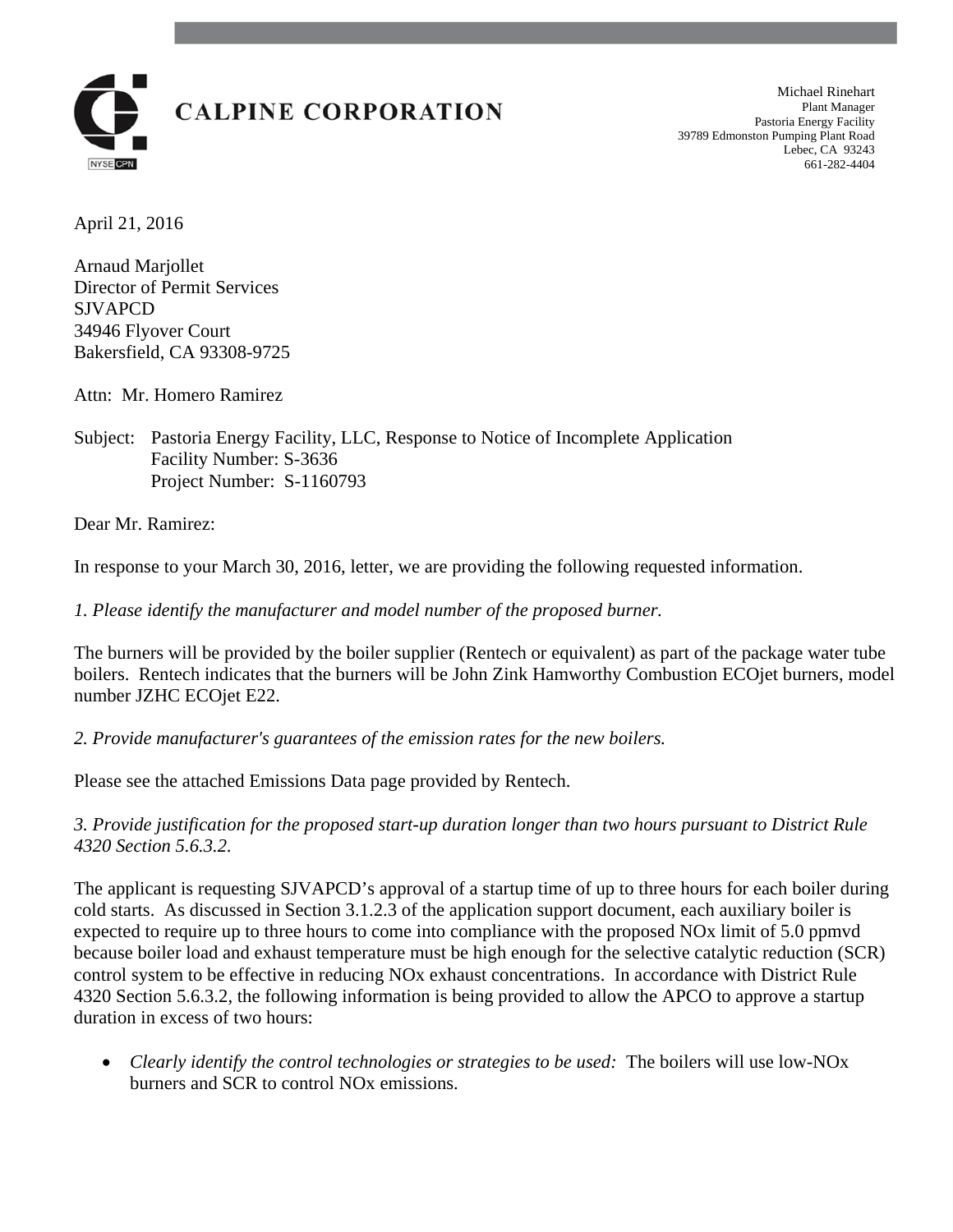**CALPINE CORPORATION**

Michael Rinehart
Plant Manager
Pastoria Energy Facility
39789 Edmonston Pumping Plant Road
Lebec, CA 93243
661-282-4404

April 21, 2016

Arnaud Marjollet
Director of Permit Services
SJVAPCD
34946 Flyover Court
Bakersfield, CA 93308-9725

Attn: Mr. Homero Ramirez

Subject: Pastoria Energy Facility, LLC, Response to Notice of Incomplete Application
Facility Number: S-3636
Project Number: S-1160793

Dear Mr. Ramirez:

In response to your March 30, 2016, letter, we are providing the following requested information.

*1. Please identify the manufacturer and model number of the proposed burner.*

The burners will be provided by the boiler supplier (Rentech or equivalent) as part of the package water tube boilers. Rentech indicates that the burners will be John Zink Hamworthy Combustion ECOjet burners, model number JZHC ECOjet E22.

*2. Provide manufacturer's guarantees of the emission rates for the new boilers.*

Please see the attached Emissions Data page provided by Rentech.

*3. Provide justification for the proposed start-up duration longer than two hours pursuant to District Rule 4320 Section 5.6.3.2.*

The applicant is requesting SJVAPCD's approval of a startup time of up to three hours for each boiler during cold starts. As discussed in Section 3.1.2.3 of the application support document, each auxiliary boiler is expected to require up to three hours to come into compliance with the proposed NOx limit of 5.0 ppmvd because boiler load and exhaust temperature must be high enough for the selective catalytic reduction (SCR) control system to be effective in reducing NOx exhaust concentrations. In accordance with District Rule 4320 Section 5.6.3.2, the following information is being provided to allow the APCO to approve a startup duration in excess of two hours:

- *Clearly identify the control technologies or strategies to be used:* The boilers will use low-NOx burners and SCR to control NOx emissions.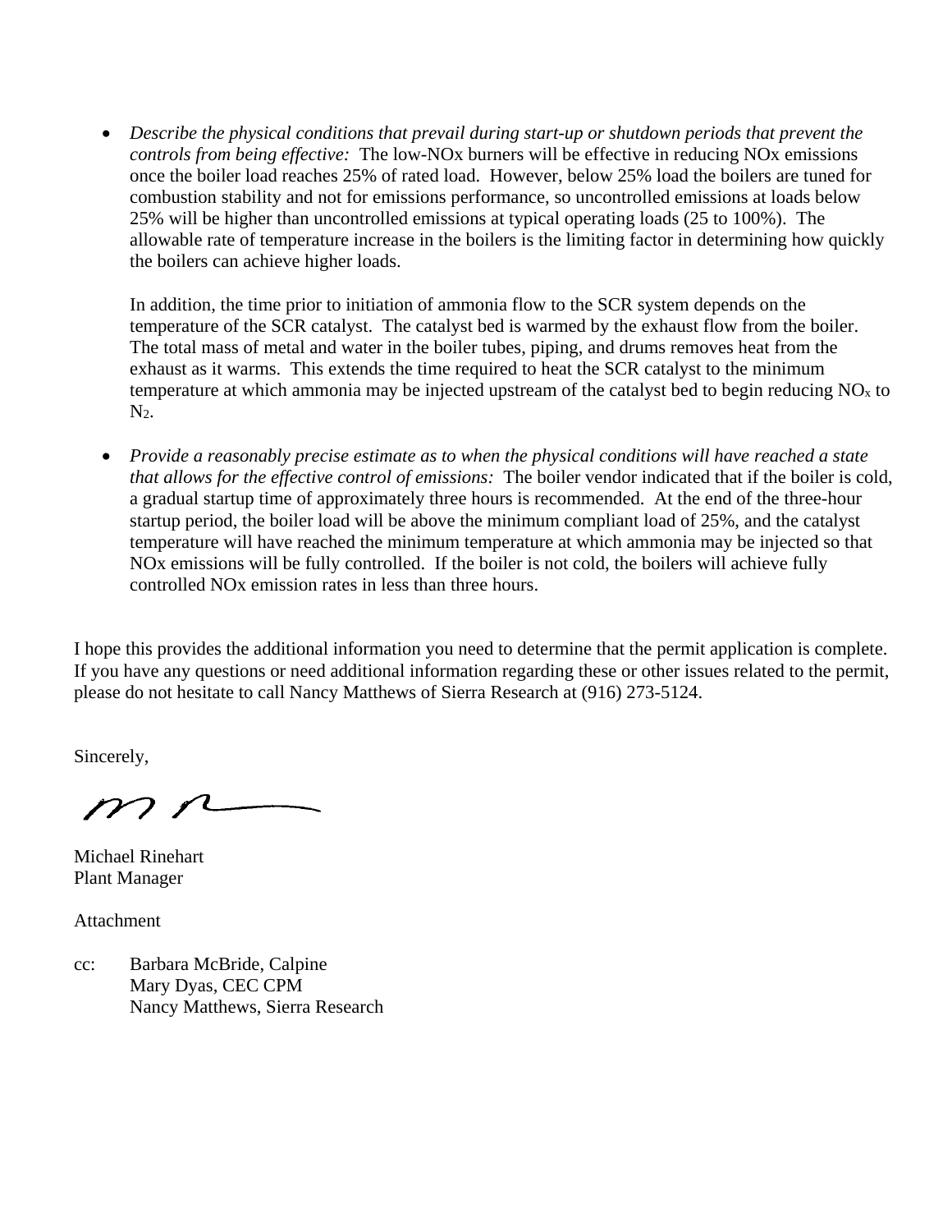- *Describe the physical conditions that prevail during start-up or shutdown periods that prevent the controls from being effective:* The low-NOx burners will be effective in reducing NOx emissions once the boiler load reaches 25% of rated load. However, below 25% load the boilers are tuned for combustion stability and not for emissions performance, so uncontrolled emissions at loads below 25% will be higher than uncontrolled emissions at typical operating loads (25 to 100%). The allowable rate of temperature increase in the boilers is the limiting factor in determining how quickly the boilers can achieve higher loads.

  In addition, the time prior to initiation of ammonia flow to the SCR system depends on the temperature of the SCR catalyst. The catalyst bed is warmed by the exhaust flow from the boiler. The total mass of metal and water in the boiler tubes, piping, and drums removes heat from the exhaust as it warms. This extends the time required to heat the SCR catalyst to the minimum temperature at which ammonia may be injected upstream of the catalyst bed to begin reducing $NO_x$ to $N_2$.

- *Provide a reasonably precise estimate as to when the physical conditions will have reached a state that allows for the effective control of emissions:* The boiler vendor indicated that if the boiler is cold, a gradual startup time of approximately three hours is recommended. At the end of the three-hour startup period, the boiler load will be above the minimum compliant load of 25%, and the catalyst temperature will have reached the minimum temperature at which ammonia may be injected so that NOx emissions will be fully controlled. If the boiler is not cold, the boilers will achieve fully controlled NOx emission rates in less than three hours.

I hope this provides the additional information you need to determine that the permit application is complete. If you have any questions or need additional information regarding these or other issues related to the permit, please do not hesitate to call Nancy Matthews of Sierra Research at (916) 273-5124.

Sincerely,

Michael Rinehart
Plant Manager

Attachment

cc: Barbara McBride, Calpine
Mary Dyas, CEC CPM
Nancy Matthews, Sierra Research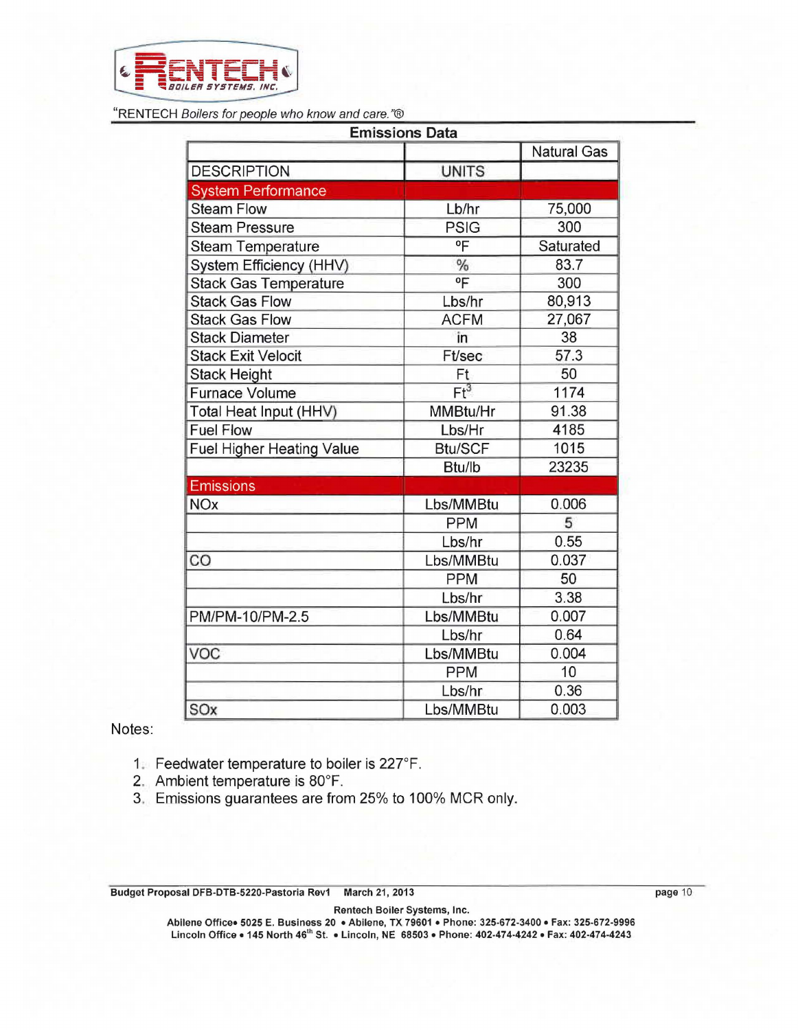"RENTECH *Boilers for people who know and care.*"®

## Emissions Data

| | | Natural Gas |
|---|---|---|
| DESCRIPTION | UNITS | |
| **System Performance** | | |
| Steam Flow | Lb/hr | 75,000 |
| Steam Pressure | PSIG | 300 |
| Steam Temperature | °F | Saturated |
| System Efficiency (HHV) | % | 83.7 |
| Stack Gas Temperature | °F | 300 |
| Stack Gas Flow | Lbs/hr | 80,913 |
| Stack Gas Flow | ACFM | 27,067 |
| Stack Diameter | in | 38 |
| Stack Exit Velocit | Ft/sec | 57.3 |
| Stack Height | Ft | 50 |
| Furnace Volume | $Ft^3$ | 1174 |
| Total Heat Input (HHV) | MMBtu/Hr | 91.38 |
| Fuel Flow | Lbs/Hr | 4185 |
| Fuel Higher Heating Value | Btu/SCF | 1015 |
| | Btu/lb | 23235 |
| **Emissions** | | |
| NOx | Lbs/MMBtu | 0.006 |
| | PPM | 5 |
| | Lbs/hr | 0.55 |
| CO | Lbs/MMBtu | 0.037 |
| | PPM | 50 |
| | Lbs/hr | 3.38 |
| PM/PM-10/PM-2.5 | Lbs/MMBtu | 0.007 |
| | Lbs/hr | 0.64 |
| VOC | Lbs/MMBtu | 0.004 |
| | PPM | 10 |
| | Lbs/hr | 0.36 |
| SOx | Lbs/MMBtu | 0.003 |

Notes:

1. Feedwater temperature to boiler is 227°F.
2. Ambient temperature is 80°F.
3. Emissions guarantees are from 25% to 100% MCR only.

Budget Proposal DFB-DTB-5220-Pastoria Rev1 March 21, 2013

Rentech Boiler Systems, Inc.
Abilene Office• 5025 E. Business 20 • Abilene, TX 79601 • Phone: 325-672-3400 • Fax: 325-672-9996
Lincoln Office • 145 North 46th St. • Lincoln, NE 68503 • Phone: 402-474-4242 • Fax: 402-474-4243